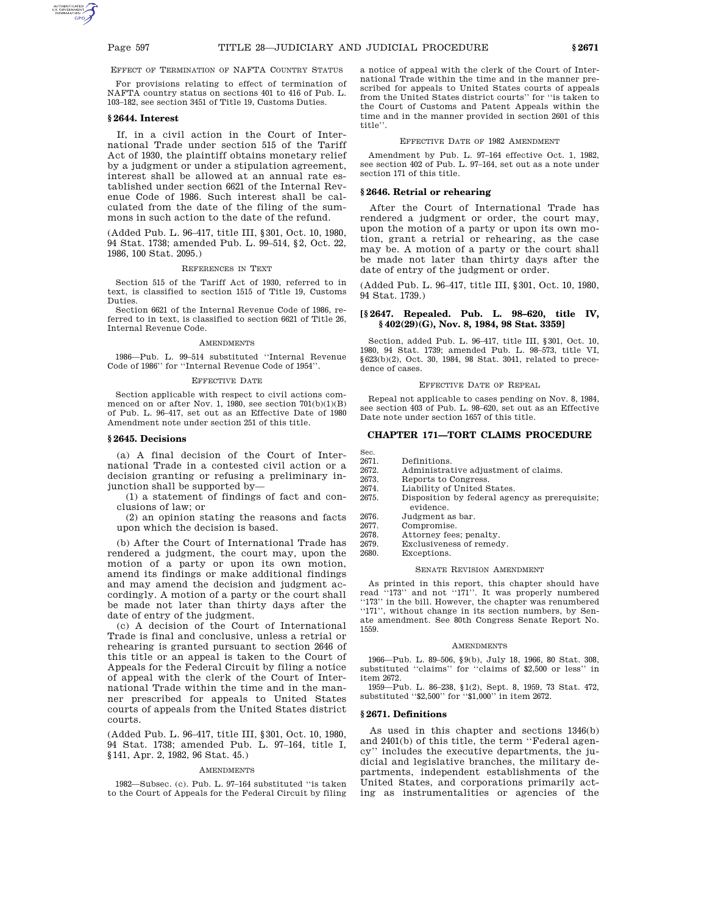EFFECT OF TERMINATION OF NAFTA COUNTRY STATUS

For provisions relating to effect of termination of NAFTA country status on sections 401 to 416 of Pub. L. 103–182, see section 3451 of Title 19, Customs Duties.

### § 2644. Interest

If, in a civil action in the Court of International Trade under section 515 of the Tariff Act of 1930, the plaintiff obtains monetary relief by a judgment or under a stipulation agreement, interest shall be allowed at an annual rate established under section 6621 of the Internal Revenue Code of 1986. Such interest shall be calculated from the date of the filing of the summons in such action to the date of the refund.

(Added Pub. L. 96–417, title III, § 301, Oct. 10, 1980, 94 Stat. 1738; amended Pub. L. 99–514, § 2, Oct. 22, 1986, 100 Stat. 2095.)

REFERENCES IN TEXT

Section 515 of the Tariff Act of 1930, referred to in text, is classified to section 1515 of Title 19, Customs Duties.

Section 6621 of the Internal Revenue Code of 1986, referred to in text, is classified to section 6621 of Title 26, Internal Revenue Code.

AMENDMENTS

1986—Pub. L. 99–514 substituted "Internal Revenue Code of 1986" for "Internal Revenue Code of 1954".

EFFECTIVE DATE

Section applicable with respect to civil actions commenced on or after Nov. 1, 1980, see section 701(b)(1)(B) of Pub. L. 96–417, set out as an Effective Date of 1980 Amendment note under section 251 of this title.

### § 2645. Decisions

(a) A final decision of the Court of International Trade in a contested civil action or a decision granting or refusing a preliminary injunction shall be supported by—

(1) a statement of findings of fact and conclusions of law; or

(2) an opinion stating the reasons and facts upon which the decision is based.

(b) After the Court of International Trade has rendered a judgment, the court may, upon the motion of a party or upon its own motion, amend its findings or make additional findings and may amend the decision and judgment accordingly. A motion of a party or the court shall be made not later than thirty days after the date of entry of the judgment.

(c) A decision of the Court of International Trade is final and conclusive, unless a retrial or rehearing is granted pursuant to section 2646 of this title or an appeal is taken to the Court of Appeals for the Federal Circuit by filing a notice of appeal with the clerk of the Court of International Trade within the time and in the manner prescribed for appeals to United States courts of appeals from the United States district courts.

(Added Pub. L. 96–417, title III, § 301, Oct. 10, 1980, 94 Stat. 1738; amended Pub. L. 97–164, title I, § 141, Apr. 2, 1982, 96 Stat. 45.)

AMENDMENTS

1982—Subsec. (c). Pub. L. 97–164 substituted "is taken to the Court of Appeals for the Federal Circuit by filing a notice of appeal with the clerk of the Court of International Trade within the time and in the manner prescribed for appeals to United States courts of appeals from the United States district courts" for "is taken to the Court of Customs and Patent Appeals within the time and in the manner provided in section 2601 of this title".

EFFECTIVE DATE OF 1982 AMENDMENT

Amendment by Pub. L. 97–164 effective Oct. 1, 1982, see section 402 of Pub. L. 97–164, set out as a note under section 171 of this title.

### § 2646. Retrial or rehearing

After the Court of International Trade has rendered a judgment or order, the court may, upon the motion of a party or upon its own motion, grant a retrial or rehearing, as the case may be. A motion of a party or the court shall be made not later than thirty days after the date of entry of the judgment or order.

(Added Pub. L. 96–417, title III, § 301, Oct. 10, 1980, 94 Stat. 1739.)

### [§ 2647. Repealed. Pub. L. 98–620, title IV, § 402(29)(G), Nov. 8, 1984, 98 Stat. 3359]

Section, added Pub. L. 96–417, title III, § 301, Oct. 10, 1980, 94 Stat. 1739; amended Pub. L. 98–573, title VI, § 623(b)(2), Oct. 30, 1984, 98 Stat. 3041, related to precedence of cases.

EFFECTIVE DATE OF REPEAL

Repeal not applicable to cases pending on Nov. 8, 1984, see section 403 of Pub. L. 98–620, set out as an Effective Date note under section 1657 of this title.

## CHAPTER 171—TORT CLAIMS PROCEDURE

| Sec. | |
|---|---|
| 2671. | Definitions. |
| 2672. | Administrative adjustment of claims. |
| 2673. | Reports to Congress. |
| 2674. | Liability of United States. |
| 2675. | Disposition by federal agency as prerequisite; evidence. |
| 2676. | Judgment as bar. |
| 2677. | Compromise. |
| 2678. | Attorney fees; penalty. |
| 2679. | Exclusiveness of remedy. |
| 2680. | Exceptions. |

SENATE REVISION AMENDMENT

As printed in this report, this chapter should have read "173" and not "171". It was properly numbered "173" in the bill. However, the chapter was renumbered "171", without change in its section numbers, by Senate amendment. See 80th Congress Senate Report No. 1559.

AMENDMENTS

1966—Pub. L. 89–506, § 9(b), July 18, 1966, 80 Stat. 308, substituted "claims" for "claims of $2,500 or less" in item 2672.

1959—Pub. L. 86–238, § 1(2), Sept. 8, 1959, 73 Stat. 472, substituted "$2,500" for "$1,000" in item 2672.

### § 2671. Definitions

As used in this chapter and sections 1346(b) and 2401(b) of this title, the term "Federal agency" includes the executive departments, the judicial and legislative branches, the military departments, independent establishments of the United States, and corporations primarily acting as instrumentalities or agencies of the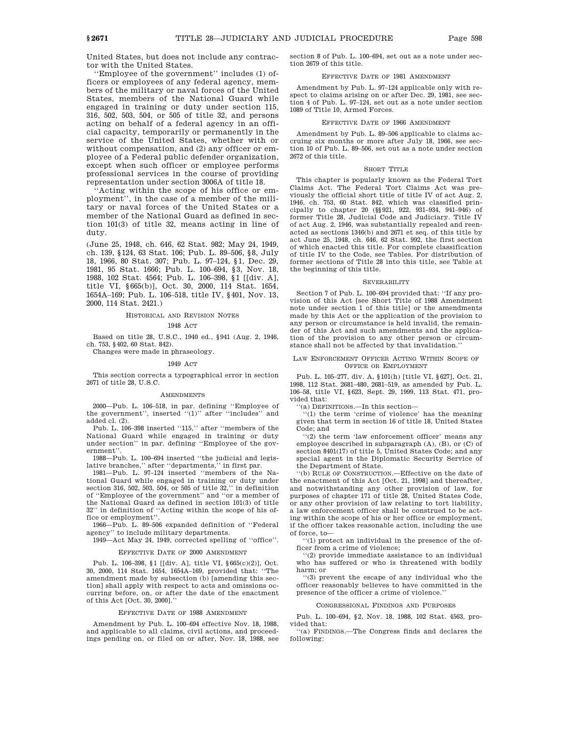United States, but does not include any contractor with the United States.

''Employee of the government'' includes (1) officers or employees of any federal agency, members of the military or naval forces of the United States, members of the National Guard while engaged in training or duty under section 115, 316, 502, 503, 504, or 505 of title 32, and persons acting on behalf of a federal agency in an official capacity, temporarily or permanently in the service of the United States, whether with or without compensation, and (2) any officer or employee of a Federal public defender organization, except when such officer or employee performs professional services in the course of providing representation under section 3006A of title 18.

''Acting within the scope of his office or employment'', in the case of a member of the military or naval forces of the United States or a member of the National Guard as defined in section 101(3) of title 32, means acting in line of duty.

(June 25, 1948, ch. 646, 62 Stat. 982; May 24, 1949, ch. 139, §124, 63 Stat. 106; Pub. L. 89–506, §8, July 18, 1966, 80 Stat. 307; Pub. L. 97–124, §1, Dec. 29, 1981, 95 Stat. 1666; Pub. L. 100–694, §3, Nov. 18, 1988, 102 Stat. 4564; Pub. L. 106–398, §1 [[div. A], title VI, §665(b)], Oct. 30, 2000, 114 Stat. 1654, 1654A–169; Pub. L. 106–518, title IV, §401, Nov. 13, 2000, 114 Stat. 2421.)

## HISTORICAL AND REVISION NOTES

### 1948 ACT

Based on title 28, U.S.C., 1940 ed., §941 (Aug. 2, 1946, ch. 753, §402, 60 Stat. 842).

Changes were made in phraseology.

### 1949 ACT

This section corrects a typographical error in section 2671 of title 28, U.S.C.

## AMENDMENTS

2000—Pub. L. 106–518, in par. defining ''Employee of the government'', inserted ''(1)'' after ''includes'' and added cl. (2).

Pub. L. 106–398 inserted ''115,'' after ''members of the National Guard while engaged in training or duty under section'' in par. defining ''Employee of the government''.

1988—Pub. L. 100–694 inserted ''the judicial and legislative branches,'' after ''departments,'' in first par.

1981—Pub. L. 97–124 inserted ''members of the National Guard while engaged in training or duty under section 316, 502, 503, 504, or 505 of title 32,'' in definition of ''Employee of the government'' and ''or a member of the National Guard as defined in section 101(3) of title 32'' in definition of ''Acting within the scope of his office or employment''.

1966—Pub. L. 89–506 expanded definition of ''Federal agency'' to include military departments.

1949—Act May 24, 1949, corrected spelling of ''office''.

## EFFECTIVE DATE OF 2000 AMENDMENT

Pub. L. 106–398, §1 [[div. A], title VI, §665(c)(2)], Oct. 30, 2000, 114 Stat. 1654, 1654A–169, provided that: ''The amendment made by subsection (b) [amending this section] shall apply with respect to acts and omissions occurring before, on, or after the date of the enactment of this Act [Oct. 30, 2000].''

## EFFECTIVE DATE OF 1988 AMENDMENT

Amendment by Pub. L. 100–694 effective Nov. 18, 1988, and applicable to all claims, civil actions, and proceedings pending on, or filed on or after, Nov. 18, 1988, see section 8 of Pub. L. 100–694, set out as a note under section 2679 of this title.

## EFFECTIVE DATE OF 1981 AMENDMENT

Amendment by Pub. L. 97–124 applicable only with respect to claims arising on or after Dec. 29, 1981, see section 4 of Pub. L. 97–124, set out as a note under section 1089 of Title 10, Armed Forces.

## EFFECTIVE DATE OF 1966 AMENDMENT

Amendment by Pub. L. 89–506 applicable to claims accruing six months or more after July 18, 1966, see section 10 of Pub. L. 89–506, set out as a note under section 2672 of this title.

## SHORT TITLE

This chapter is popularly known as the Federal Tort Claims Act. The Federal Tort Claims Act was previously the official short title of title IV of act Aug. 2, 1946, ch. 753, 60 Stat. 842, which was classified principally to chapter 20 (§§921, 922, 931–934, 941–946) of former Title 28, Judicial Code and Judiciary. Title IV of act Aug. 2, 1946, was substantially repealed and reenacted as sections 1346(b) and 2671 et seq. of this title by act June 25, 1948, ch. 646, 62 Stat. 992, the first section of which enacted this title. For complete classification of title IV to the Code, see Tables. For distribution of former sections of Title 28 into this title, see Table at the beginning of this title.

## SEVERABILITY

Section 7 of Pub. L. 100–694 provided that: ''If any provision of this Act [see Short Title of 1988 Amendment note under section 1 of this title] or the amendments made by this Act or the application of the provision to any person or circumstance is held invalid, the remainder of this Act and such amendments and the application of the provision to any other person or circumstance shall not be affected by that invalidation.''

## LAW ENFORCEMENT OFFICER ACTING WITHIN SCOPE OF OFFICE OR EMPLOYMENT

Pub. L. 105–277, div. A, §101(h) [title VI, §627], Oct. 21, 1998, 112 Stat. 2681–480, 2681–519, as amended by Pub. L. 106–58, title VI, §623, Sept. 29, 1999, 113 Stat. 471, provided that:

''(a) DEFINITIONS.—In this section—

''(1) the term 'crime of violence' has the meaning given that term in section 16 of title 18, United States Code; and

''(2) the term 'law enforcement officer' means any employee described in subparagraph (A), (B), or (C) of section 8401(17) of title 5, United States Code; and any special agent in the Diplomatic Security Service of the Department of State.

''(b) RULE OF CONSTRUCTION.—Effective on the date of the enactment of this Act [Oct. 21, 1998] and thereafter, and notwithstanding any other provision of law, for purposes of chapter 171 of title 28, United States Code, or any other provision of law relating to tort liability, a law enforcement officer shall be construed to be acting within the scope of his or her office or employment, if the officer takes reasonable action, including the use of force, to—

''(1) protect an individual in the presence of the officer from a crime of violence;

''(2) provide immediate assistance to an individual who has suffered or who is threatened with bodily harm; or

''(3) prevent the escape of any individual who the officer reasonably believes to have committed in the presence of the officer a crime of violence.''

## CONGRESSIONAL FINDINGS AND PURPOSES

Pub. L. 100–694, §2, Nov. 18, 1988, 102 Stat. 4563, provided that:

''(a) FINDINGS.—The Congress finds and declares the following: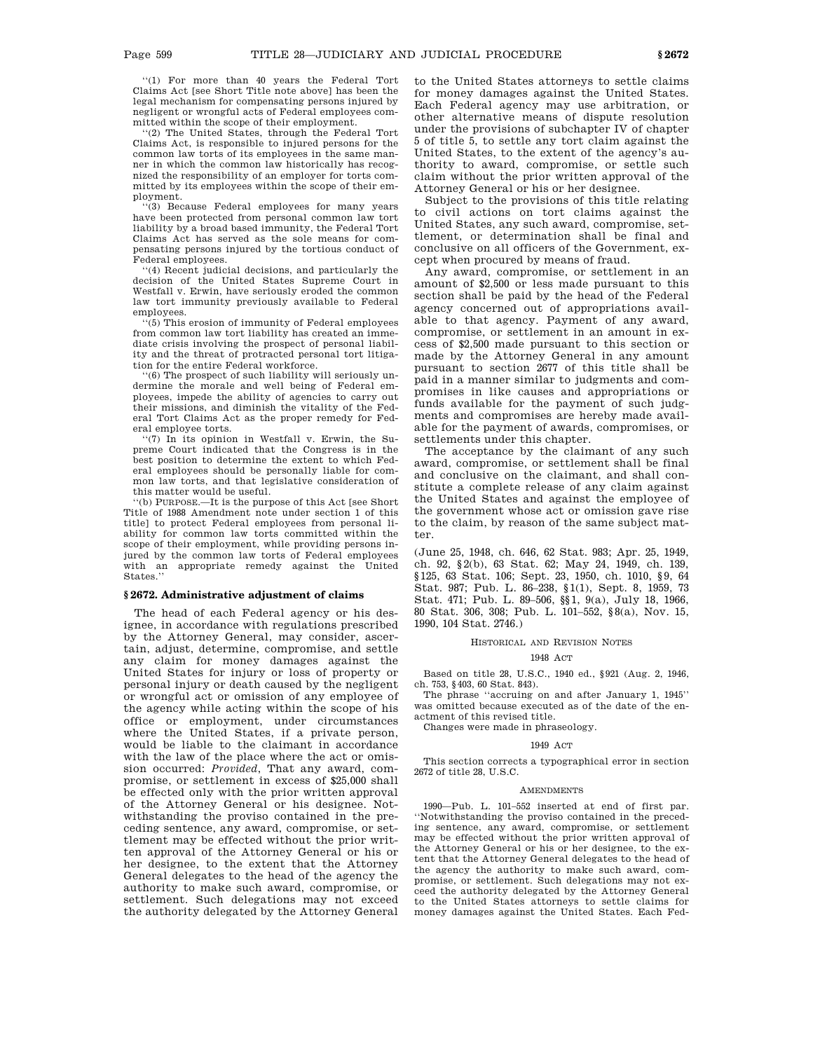"(1) For more than 40 years the Federal Tort Claims Act [see Short Title note above] has been the legal mechanism for compensating persons injured by negligent or wrongful acts of Federal employees committed within the scope of their employment.

"(2) The United States, through the Federal Tort Claims Act, is responsible to injured persons for the common law torts of its employees in the same manner in which the common law historically has recognized the responsibility of an employer for torts committed by its employees within the scope of their employment.

"(3) Because Federal employees for many years have been protected from personal common law tort liability by a broad based immunity, the Federal Tort Claims Act has served as the sole means for compensating persons injured by the tortious conduct of Federal employees.

"(4) Recent judicial decisions, and particularly the decision of the United States Supreme Court in Westfall v. Erwin, have seriously eroded the common law tort immunity previously available to Federal employees.

"(5) This erosion of immunity of Federal employees from common law tort liability has created an immediate crisis involving the prospect of personal liability and the threat of protracted personal tort litigation for the entire Federal workforce.

"(6) The prospect of such liability will seriously undermine the morale and well being of Federal employees, impede the ability of agencies to carry out their missions, and diminish the vitality of the Federal Tort Claims Act as the proper remedy for Federal employee torts.

"(7) In its opinion in Westfall v. Erwin, the Supreme Court indicated that the Congress is in the best position to determine the extent to which Federal employees should be personally liable for common law torts, and that legislative consideration of this matter would be useful.

"(b) PURPOSE.—It is the purpose of this Act [see Short Title of 1988 Amendment note under section 1 of this title] to protect Federal employees from personal liability for common law torts committed within the scope of their employment, while providing persons injured by the common law torts of Federal employees with an appropriate remedy against the United States."

## § 2672. Administrative adjustment of claims

The head of each Federal agency or his designee, in accordance with regulations prescribed by the Attorney General, may consider, ascertain, adjust, determine, compromise, and settle any claim for money damages against the United States for injury or loss of property or personal injury or death caused by the negligent or wrongful act or omission of any employee of the agency while acting within the scope of his office or employment, under circumstances where the United States, if a private person, would be liable to the claimant in accordance with the law of the place where the act or omission occurred: *Provided*, That any award, compromise, or settlement in excess of $25,000 shall be effected only with the prior written approval of the Attorney General or his designee. Notwithstanding the proviso contained in the preceding sentence, any award, compromise, or settlement may be effected without the prior written approval of the Attorney General or his or her designee, to the extent that the Attorney General delegates to the head of the agency the authority to make such award, compromise, or settlement. Such delegations may not exceed the authority delegated by the Attorney General to the United States attorneys to settle claims for money damages against the United States. Each Federal agency may use arbitration, or other alternative means of dispute resolution under the provisions of subchapter IV of chapter 5 of title 5, to settle any tort claim against the United States, to the extent of the agency's authority to award, compromise, or settle such claim without the prior written approval of the Attorney General or his or her designee.

Subject to the provisions of this title relating to civil actions on tort claims against the United States, any such award, compromise, settlement, or determination shall be final and conclusive on all officers of the Government, except when procured by means of fraud.

Any award, compromise, or settlement in an amount of $2,500 or less made pursuant to this section shall be paid by the head of the Federal agency concerned out of appropriations available to that agency. Payment of any award, compromise, or settlement in an amount in excess of $2,500 made pursuant to this section or made by the Attorney General in any amount pursuant to section 2677 of this title shall be paid in a manner similar to judgments and compromises in like causes and appropriations or funds available for the payment of such judgments and compromises are hereby made available for the payment of awards, compromises, or settlements under this chapter.

The acceptance by the claimant of any such award, compromise, or settlement shall be final and conclusive on the claimant, and shall constitute a complete release of any claim against the United States and against the employee of the government whose act or omission gave rise to the claim, by reason of the same subject matter.

(June 25, 1948, ch. 646, 62 Stat. 983; Apr. 25, 1949, ch. 92, §2(b), 63 Stat. 62; May 24, 1949, ch. 139, §125, 63 Stat. 106; Sept. 23, 1950, ch. 1010, §9, 64 Stat. 987; Pub. L. 86–238, §1(1), Sept. 8, 1959, 73 Stat. 471; Pub. L. 89–506, §§1, 9(a), July 18, 1966, 80 Stat. 306, 308; Pub. L. 101–552, §8(a), Nov. 15, 1990, 104 Stat. 2746.)

### HISTORICAL AND REVISION NOTES

#### 1948 ACT

Based on title 28, U.S.C., 1940 ed., §921 (Aug. 2, 1946, ch. 753, §403, 60 Stat. 843).

The phrase "accruing on and after January 1, 1945" was omitted because executed as of the date of the enactment of this revised title.

Changes were made in phraseology.

#### 1949 ACT

This section corrects a typographical error in section 2672 of title 28, U.S.C.

### AMENDMENTS

1990—Pub. L. 101–552 inserted at end of first par. "Notwithstanding the proviso contained in the preceding sentence, any award, compromise, or settlement may be effected without the prior written approval of the Attorney General or his or her designee, to the extent that the Attorney General delegates to the head of the agency the authority to make such award, compromise, or settlement. Such delegations may not exceed the authority delegated by the Attorney General to the United States attorneys to settle claims for money damages against the United States. Each Fed-